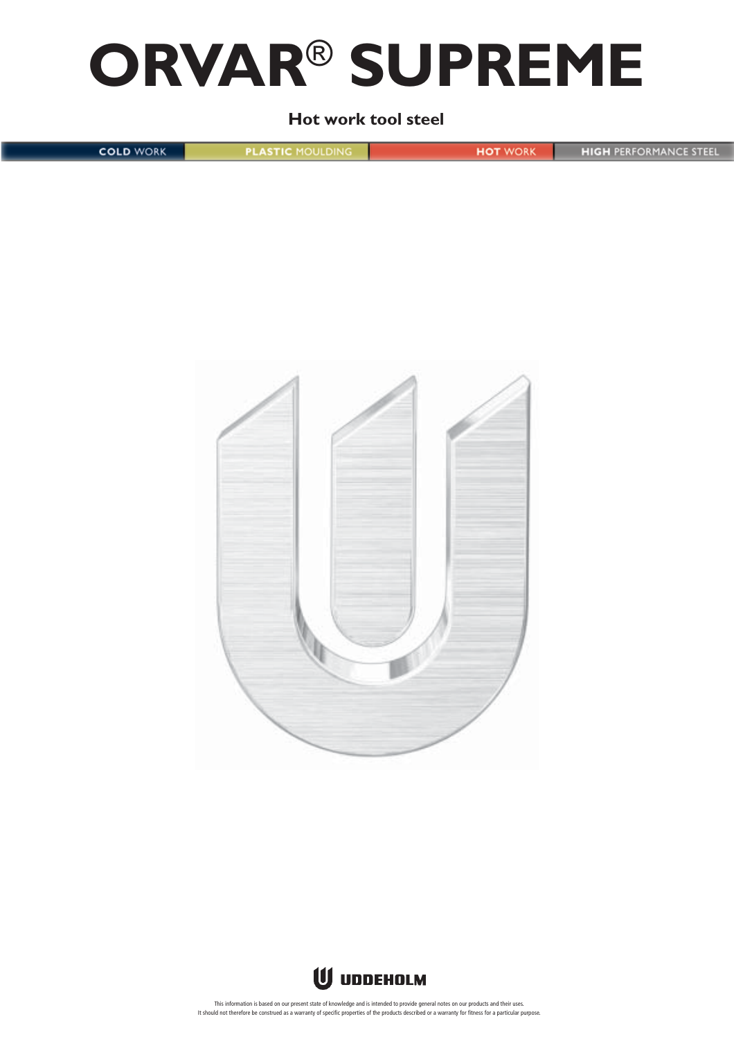# ORVAR® SUPREME

**Hot work tool steel**

COLD WORK | PLASTIC MOULDING | HOT WORK | HIGH PERFORMANCE STEEL

UDDEHOLM

This information is based on our present state of knowledge and is intended to provide general notes on our products and their uses.
It should not therefore be construed as a warranty of specific properties of the products described or a warranty for fitness for a particular purpose.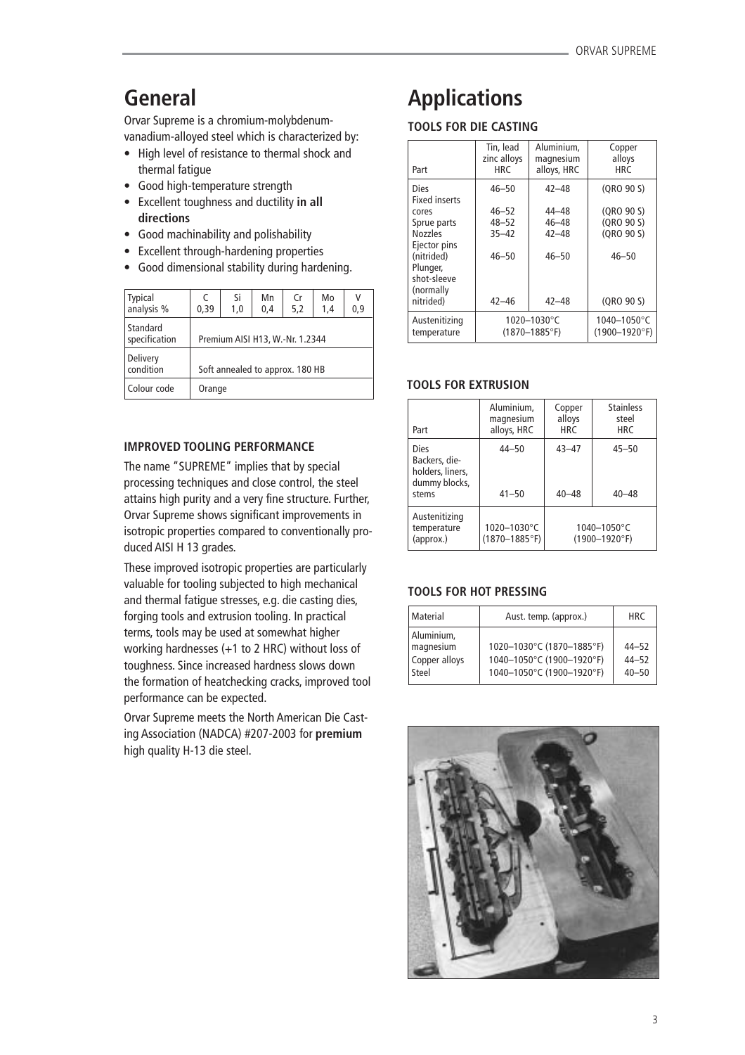## General

Orvar Supreme is a chromium-molybdenum-vanadium-alloyed steel which is characterized by:

- High level of resistance to thermal shock and thermal fatigue
- Good high-temperature strength
- Excellent toughness and ductility **in all directions**
- Good machinability and polishability
- Excellent through-hardening properties
- Good dimensional stability during hardening.

| Typical analysis % | C 0,39 | Si 1,0 | Mn 0,4 | Cr 5,2 | Mo 1,4 | V 0,9 |
|---|---|---|---|---|---|---|
| Standard specification | Premium AISI H13, W.-Nr. 1.2344 | | | | | |
| Delivery condition | Soft annealed to approx. 180 HB | | | | | |
| Colour code | Orange | | | | | |

### IMPROVED TOOLING PERFORMANCE

The name "SUPREME" implies that by special processing techniques and close control, the steel attains high purity and a very fine structure. Further, Orvar Supreme shows significant improvements in isotropic properties compared to conventionally produced AISI H 13 grades.

These improved isotropic properties are particularly valuable for tooling subjected to high mechanical and thermal fatigue stresses, e.g. die casting dies, forging tools and extrusion tooling. In practical terms, tools may be used at somewhat higher working hardnesses (+1 to 2 HRC) without loss of toughness. Since increased hardness slows down the formation of heatchecking cracks, improved tool performance can be expected.

Orvar Supreme meets the North American Die Casting Association (NADCA) #207-2003 for **premium** high quality H-13 die steel.

## Applications

### TOOLS FOR DIE CASTING

| Part | Tin, lead zinc alloys HRC | Aluminium, magnesium alloys, HRC | Copper alloys HRC |
|---|---|---|---|
| Dies | 46–50 | 42–48 | (QRO 90 S) |
| Fixed inserts cores | 46–52 | 44–48 | (QRO 90 S) |
| Sprue parts | 48–52 | 46–48 | (QRO 90 S) |
| Nozzles | 35–42 | 42–48 | (QRO 90 S) |
| Ejector pins (nitrided) | 46–50 | 46–50 | 46–50 |
| Plunger, shot-sleeve (normally nitrided) | 42–46 | 42–48 | (QRO 90 S) |
| Austenitizing temperature | 1020–1030°C (1870–1885°F) | | 1040–1050°C (1900–1920°F) |

### TOOLS FOR EXTRUSION

| Part | Aluminium, magnesium alloys, HRC | Copper alloys HRC | Stainless steel HRC |
|---|---|---|---|
| Dies | 44–50 | 43–47 | 45–50 |
| Backers, die-holders, liners, dummy blocks, stems | 41–50 | 40–48 | 40–48 |
| Austenitizing temperature (approx.) | 1020–1030°C (1870–1885°F) | 1040–1050°C (1900–1920°F) | |

### TOOLS FOR HOT PRESSING

| Material | Aust. temp. (approx.) | HRC |
|---|---|---|
| Aluminium, magnesium | 1020–1030°C (1870–1885°F) | 44–52 |
| Copper alloys | 1040–1050°C (1900–1920°F) | 44–52 |
| Steel | 1040–1050°C (1900–1920°F) | 40–50 |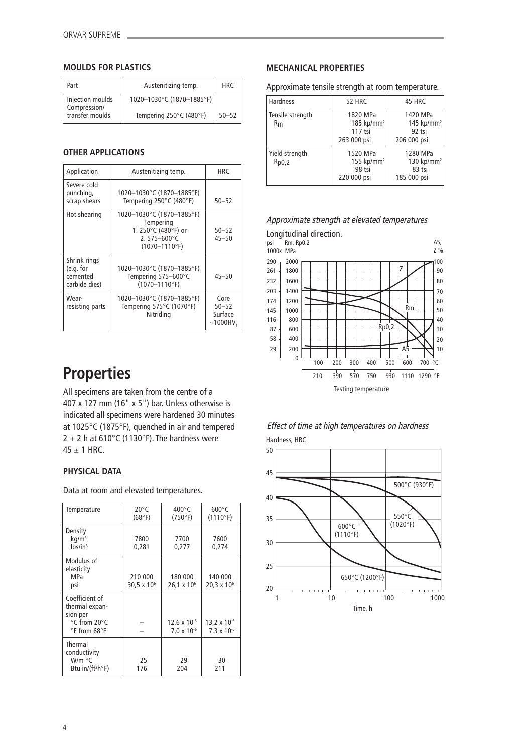### MOULDS FOR PLASTICS

| Part | Austenitizing temp. | HRC |
|---|---|---|
| Injection moulds Compression/ transfer moulds | 1020–1030°C (1870–1885°F) Tempering 250°C (480°F) | 50–52 |

### OTHER APPLICATIONS

| Application | Austenitizing temp. | HRC |
|---|---|---|
| Severe cold punching, scrap shears | 1020–1030°C (1870–1885°F) Tempering 250°C (480°F) | 50–52 |
| Hot shearing | 1020–1030°C (1870–1885°F) Tempering 1. 250°C (480°F) or 2. 575–600°C (1070–1110°F) | 50–52 45–50 |
| Shrink rings (e.g. for cemented carbide dies) | 1020–1030°C (1870–1885°F) Tempering 575–600°C (1070–1110°F) | 45–50 |
| Wear-resisting parts | 1020–1030°C (1870–1885°F) Tempering 575°C (1070°F) Nitriding | Core 50–52 Surface ~1000HV1 |

# Properties

All specimens are taken from the centre of a 407 x 127 mm (16" x 5") bar. Unless otherwise is indicated all specimens were hardened 30 minutes at 1025°C (1875°F), quenched in air and tempered 2 + 2 h at 610°C (1130°F). The hardness were 45 ± 1 HRC.

### PHYSICAL DATA

Data at room and elevated temperatures.

| Temperature | 20°C (68°F) | 400°C (750°F) | 600°C (1110°F) |
|---|---|---|---|
| Density kg/m³ lbs/in³ | 7800 0,281 | 7700 0,277 | 7600 0,274 |
| Modulus of elasticity MPa psi | 210 000 $30{,}5 \times 10^6$ | 180 000 $26{,}1 \times 10^6$ | 140 000 $20{,}3 \times 10^6$ |
| Coefficient of thermal expansion per °C from 20°C °F from 68°F | – – | $12{,}6 \times 10^{-6}$ $7{,}0 \times 10^{-6}$ | $13{,}2 \times 10^{-6}$ $7{,}3 \times 10^{-6}$ |
| Thermal conductivity W/m °C Btu in/(ft²h°F) | 25 176 | 29 204 | 30 211 |

### MECHANICAL PROPERTIES

Approximate tensile strength at room temperature.

| Hardness | 52 HRC | 45 HRC |
|---|---|---|
| Tensile strength $R_m$ | 1820 MPa 185 kp/mm² 117 tsi 263 000 psi | 1420 MPa 145 kp/mm² 92 tsi 206 000 psi |
| Yield strength $R_{p0,2}$ | 1520 MPa 155 kp/mm² 98 tsi 220 000 psi | 1280 MPa 130 kp/mm² 83 tsi 185 000 psi |

*Approximate strength at elevated temperatures*

Longitudinal direction.

*Effect of time at high temperatures on hardness*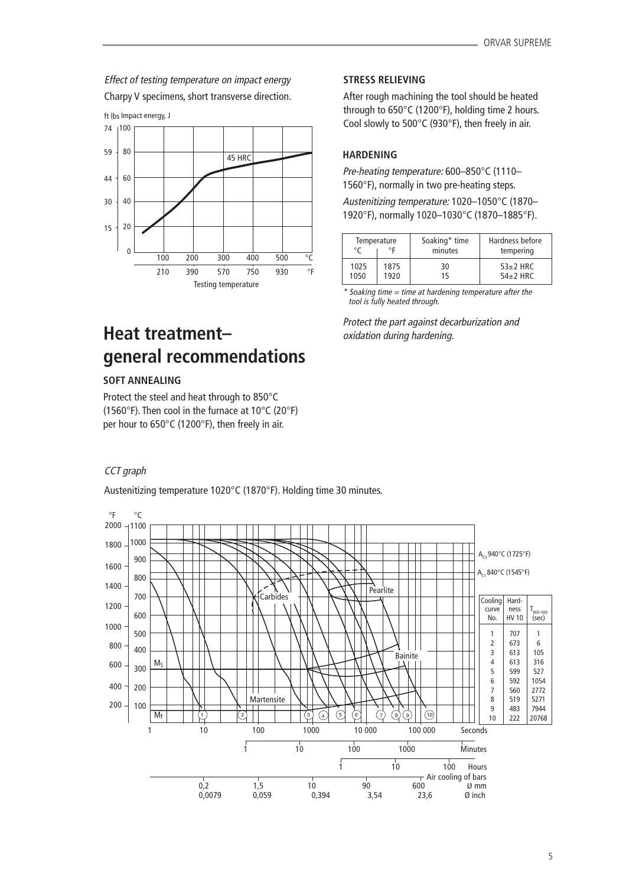*Effect of testing temperature on impact energy*

Charpy V specimens, short transverse direction.

ft lbs Impact energy, J

| ft lbs | J |
|---|---|
| 74 | 100 |
| 59 | 80 |
| 44 | 60 |
| 30 | 40 |
| 15 | 20 |
| | 0 |

45 HRC

| °C | 100 | 200 | 300 | 400 | 500 |
|---|---|---|---|---|---|
| °F | 210 | 390 | 570 | 750 | 930 |

Testing temperature

# Heat treatment– general recommendations

### SOFT ANNEALING

Protect the steel and heat through to 850°C (1560°F). Then cool in the furnace at 10°C (20°F) per hour to 650°C (1200°F), then freely in air.

### STRESS RELIEVING

After rough machining the tool should be heated through to 650°C (1200°F), holding time 2 hours. Cool slowly to 500°C (930°F), then freely in air.

### HARDENING

*Pre-heating temperature:* 600–850°C (1110–1560°F), normally in two pre-heating steps.

*Austenitizing temperature:* 1020–1050°C (1870–1920°F), normally 1020–1030°C (1870–1885°F).

| Temperature °C | Temperature °F | Soaking* time minutes | Hardness before tempering |
|---|---|---|---|
| 1025 | 1875 | 30 | 53±2 HRC |
| 1050 | 1920 | 15 | 54±2 HRC |

*\* Soaking time = time at hardening temperature after the tool is fully heated through.*

*Protect the part against decarburization and oxidation during hardening.*

*CCT graph*

Austenitizing temperature 1020°C (1870°F). Holding time 30 minutes.

$A_{c3}$ 940°C (1725°F)

$A_{c1}$ 840°C (1545°F)

Carbides, Pearlite, Bainite, Martensite, $M_s$, $M_f$

| Cooling curve No. | Hardness HV 10 | $T_{800-500}$ (sec) |
|---|---|---|
| 1 | 707 | 1 |
| 2 | 673 | 6 |
| 3 | 613 | 105 |
| 4 | 613 | 316 |
| 5 | 599 | 527 |
| 6 | 592 | 1054 |
| 7 | 560 | 2772 |
| 8 | 519 | 5271 |
| 9 | 483 | 7944 |
| 10 | 222 | 20768 |

Seconds: 1, 10, 100, 1000, 10 000, 100 000

Minutes: 1, 10, 100, 1000

Hours: 1, 10, 100

Air cooling of bars

| Ø mm | 0,2 | 1,5 | 10 | 90 | 600 |
|---|---|---|---|---|---|
| Ø inch | 0,0079 | 0,059 | 0,394 | 3,54 | 23,6 |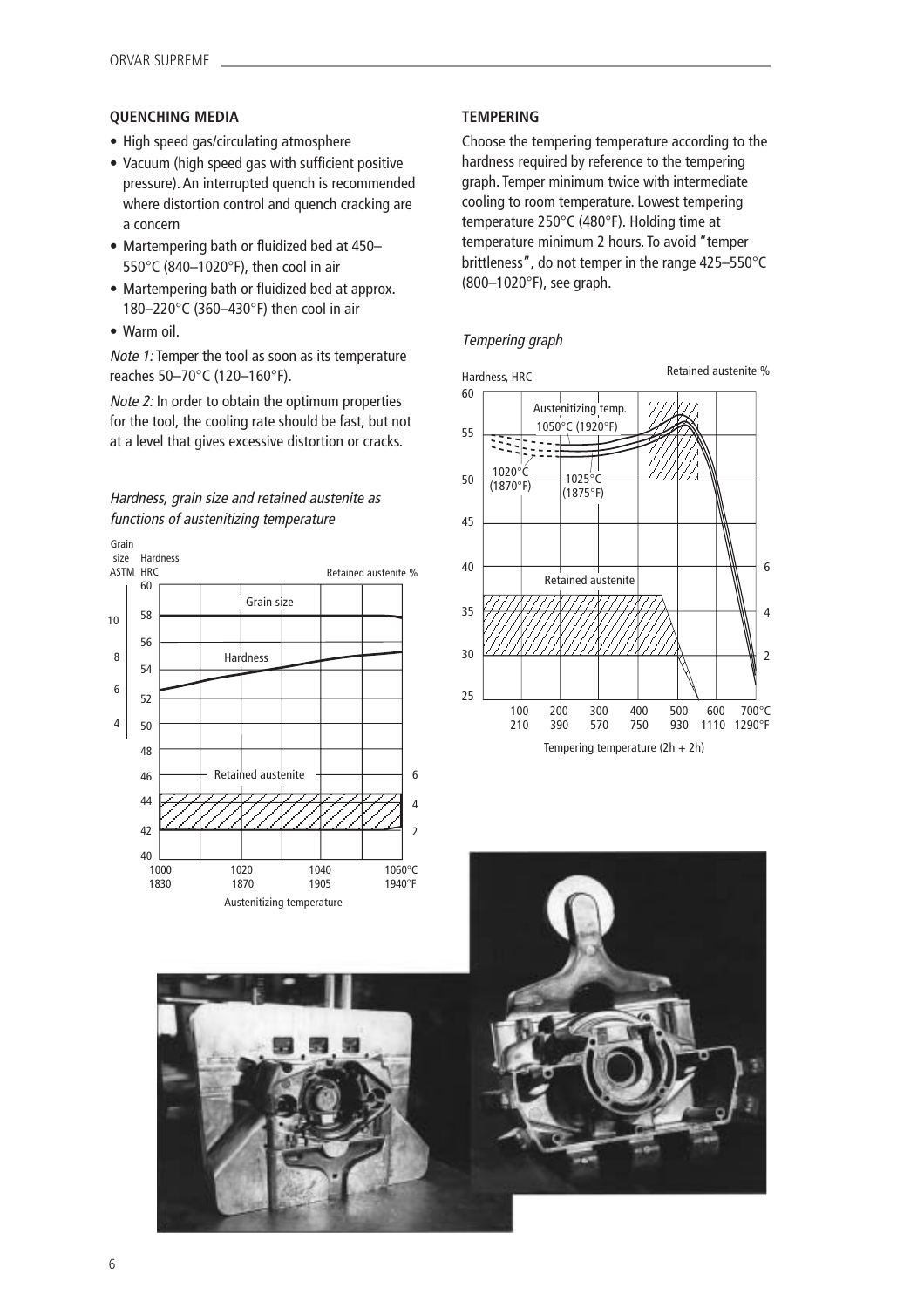### QUENCHING MEDIA

- High speed gas/circulating atmosphere
- Vacuum (high speed gas with sufficient positive pressure). An interrupted quench is recommended where distortion control and quench cracking are a concern
- Martempering bath or fluidized bed at 450–550°C (840–1020°F), then cool in air
- Martempering bath or fluidized bed at approx. 180–220°C (360–430°F) then cool in air
- Warm oil.

*Note 1:* Temper the tool as soon as its temperature reaches 50–70°C (120–160°F).

*Note 2:* In order to obtain the optimum properties for the tool, the cooling rate should be fast, but not at a level that gives excessive distortion or cracks.

*Hardness, grain size and retained austenite as functions of austenitizing temperature*

### TEMPERING

Choose the tempering temperature according to the hardness required by reference to the tempering graph. Temper minimum twice with intermediate cooling to room temperature. Lowest tempering temperature 250°C (480°F). Holding time at temperature minimum 2 hours. To avoid "temper brittleness", do not temper in the range 425–550°C (800–1020°F), see graph.

*Tempering graph*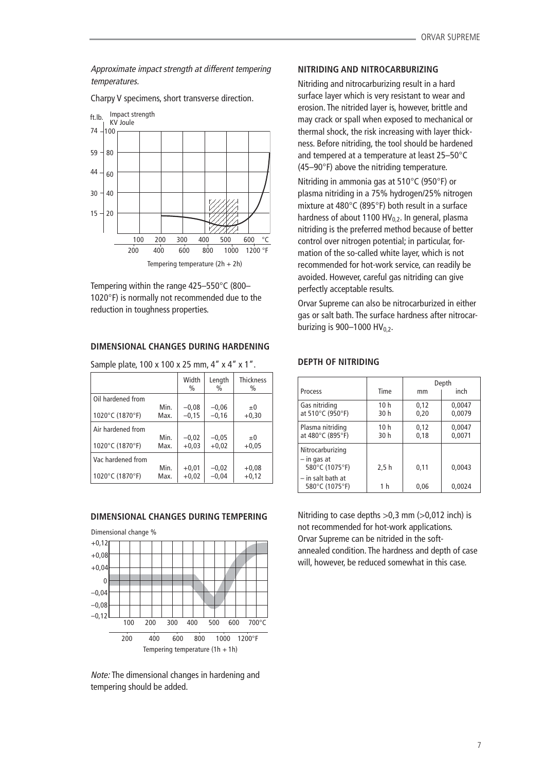*Approximate impact strength at different tempering temperatures.*

Charpy V specimens, short transverse direction.

Tempering within the range 425–550°C (800–1020°F) is normally not recommended due to the reduction in toughness properties.

## DIMENSIONAL CHANGES DURING HARDENING

Sample plate, 100 x 100 x 25 mm, 4" x 4" x 1".

| | | Width % | Length % | Thickness % |
|---|---|---|---|---|
| Oil hardened from 1020°C (1870°F) | Min. | –0,08 | –0,06 | ±0 |
| | Max. | –0,15 | –0,16 | +0,30 |
| Air hardened from 1020°C (1870°F) | Min. | –0,02 | –0,05 | ±0 |
| | Max. | +0,03 | +0,02 | +0,05 |
| Vac hardened from 1020°C (1870°F) | Min. | +0,01 | –0,02 | +0,08 |
| | Max. | +0,02 | –0,04 | +0,12 |

## DIMENSIONAL CHANGES DURING TEMPERING

*Note:* The dimensional changes in hardening and tempering should be added.

## NITRIDING AND NITROCARBURIZING

Nitriding and nitrocarburizing result in a hard surface layer which is very resistant to wear and erosion. The nitrided layer is, however, brittle and may crack or spall when exposed to mechanical or thermal shock, the risk increasing with layer thickness. Before nitriding, the tool should be hardened and tempered at a temperature at least 25–50°C (45–90°F) above the nitriding temperature.

Nitriding in ammonia gas at 510°C (950°F) or plasma nitriding in a 75% hydrogen/25% nitrogen mixture at 480°C (895°F) both result in a surface hardness of about 1100 $HV_{0,2}$. In general, plasma nitriding is the preferred method because of better control over nitrogen potential; in particular, formation of the so-called white layer, which is not recommended for hot-work service, can readily be avoided. However, careful gas nitriding can give perfectly acceptable results.

Orvar Supreme can also be nitrocarburized in either gas or salt bath. The surface hardness after nitrocarburizing is 900–1000 $HV_{0,2}$.

## DEPTH OF NITRIDING

| Process | Time | Depth mm | Depth inch |
|---|---|---|---|
| Gas nitriding at 510°C (950°F) | 10 h | 0,12 | 0,0047 |
| | 30 h | 0,20 | 0,0079 |
| Plasma nitriding at 480°C (895°F) | 10 h | 0,12 | 0,0047 |
| | 30 h | 0,18 | 0,0071 |
| Nitrocarburizing – in gas at 580°C (1075°F) | 2,5 h | 0,11 | 0,0043 |
| – in salt bath at 580°C (1075°F) | 1 h | 0,06 | 0,0024 |

Nitriding to case depths >0,3 mm (>0,012 inch) is not recommended for hot-work applications.

Orvar Supreme can be nitrided in the soft-annealed condition. The hardness and depth of case will, however, be reduced somewhat in this case.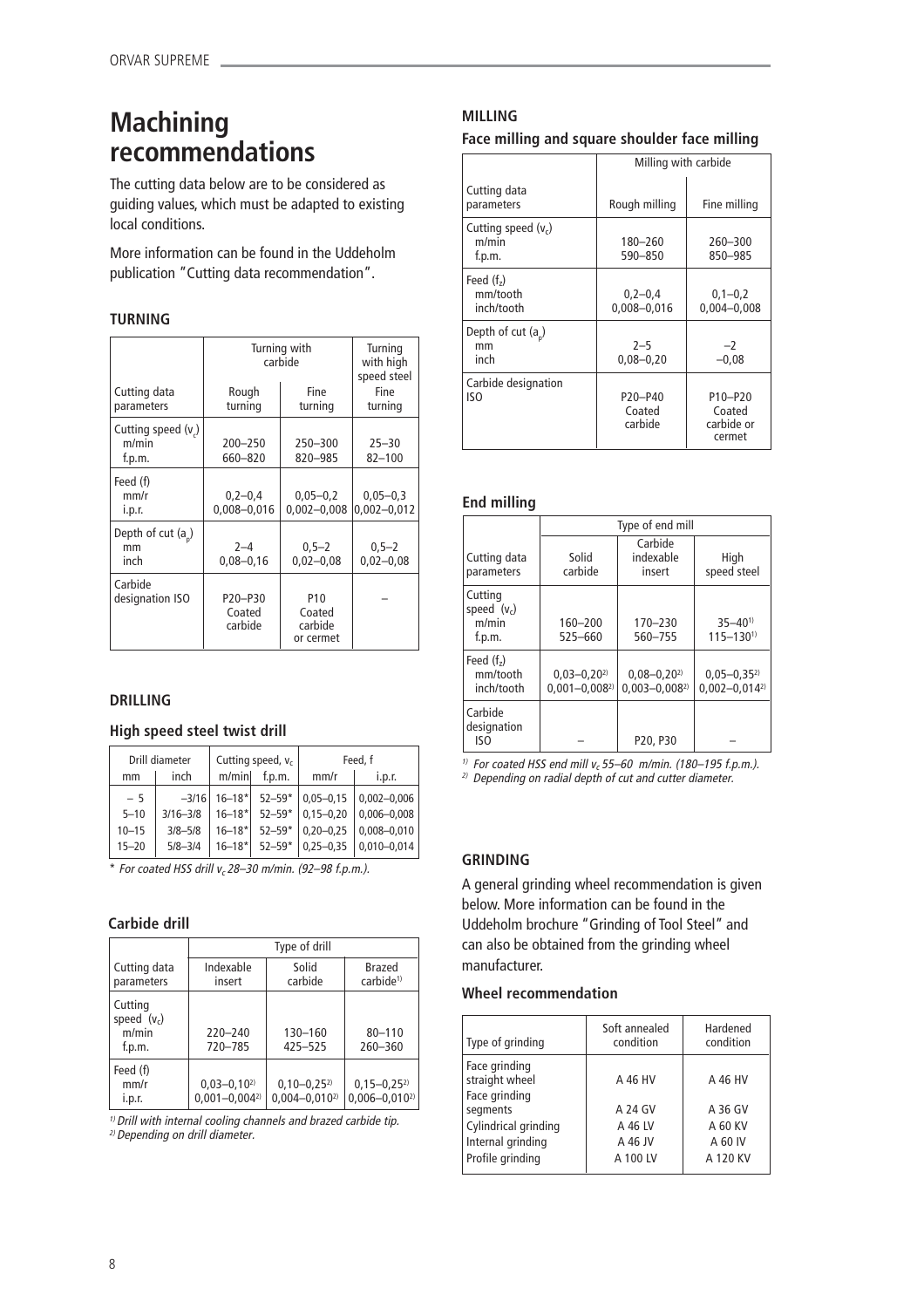# Machining recommendations

The cutting data below are to be considered as guiding values, which must be adapted to existing local conditions.

More information can be found in the Uddeholm publication "Cutting data recommendation".

### TURNING

| Cutting data parameters | Turning with carbide | | Turning with high speed steel |
|---|---|---|---|
| | Rough turning | Fine turning | Fine turning |
| Cutting speed ($v_c$) m/min f.p.m. | 200–250 660–820 | 250–300 820–985 | 25–30 82–100 |
| Feed (f) mm/r i.p.r. | 0,2–0,4 0,008–0,016 | 0,05–0,2 0,002–0,008 | 0,05–0,3 0,002–0,012 |
| Depth of cut ($a_p$) mm inch | 2–4 0,08–0,16 | 0,5–2 0,02–0,08 | 0,5–2 0,02–0,08 |
| Carbide designation ISO | P20–P30 Coated carbide | P10 Coated carbide or cermet | – |

### DRILLING

#### High speed steel twist drill

| Drill diameter mm | Drill diameter inch | Cutting speed, $v_c$ m/min | Cutting speed, $v_c$ f.p.m. | Feed, f mm/r | Feed, f i.p.r. |
|---|---|---|---|---|---|
| – 5 | –3/16 | 16–18* | 52–59* | 0,05–0,15 | 0,002–0,006 |
| 5–10 | 3/16–3/8 | 16–18* | 52–59* | 0,15–0,20 | 0,006–0,008 |
| 10–15 | 3/8–5/8 | 16–18* | 52–59* | 0,20–0,25 | 0,008–0,010 |
| 15–20 | 5/8–3/4 | 16–18* | 52–59* | 0,25–0,35 | 0,010–0,014 |

*\* For coated HSS drill $v_c$ 28–30 m/min. (92–98 f.p.m.).*

#### Carbide drill

| Cutting data parameters | Type of drill | | |
|---|---|---|---|
| | Indexable insert | Solid carbide | Brazed carbide[1] |
| Cutting speed ($v_c$) m/min f.p.m. | 220–240 720–785 | 130–160 425–525 | 80–110 260–360 |
| Feed (f) mm/r i.p.r. | 0,03–0,10[2] 0,001–0,004[2] | 0,10–0,25[2] 0,004–0,010[2] | 0,15–0,25[2] 0,006–0,010[2] |

*[1] Drill with internal cooling channels and brazed carbide tip.*
*[2] Depending on drill diameter.*

### MILLING

#### Face milling and square shoulder face milling

| Cutting data parameters | Milling with carbide | |
|---|---|---|
| | Rough milling | Fine milling |
| Cutting speed ($v_c$) m/min f.p.m. | 180–260 590–850 | 260–300 850–985 |
| Feed ($f_z$) mm/tooth inch/tooth | 0,2–0,4 0,008–0,016 | 0,1–0,2 0,004–0,008 |
| Depth of cut ($a_p$) mm inch | 2–5 0,08–0,20 | –2 –0,08 |
| Carbide designation ISO | P20–P40 Coated carbide | P10–P20 Coated carbide or cermet |

#### End milling

| Cutting data parameters | Type of end mill | | |
|---|---|---|---|
| | Solid carbide | Carbide indexable insert | High speed steel |
| Cutting speed ($v_c$) m/min f.p.m. | 160–200 525–660 | 170–230 560–755 | 35–40[1] 115–130[1] |
| Feed ($f_z$) mm/tooth inch/tooth | 0,03–0,20[2] 0,001–0,008[2] | 0,08–0,20[2] 0,003–0,008[2] | 0,05–0,35[2] 0,002–0,014[2] |
| Carbide designation ISO | – | P20, P30 | – |

*[1] For coated HSS end mill $v_c$ 55–60 m/min. (180–195 f.p.m.).*
*[2] Depending on radial depth of cut and cutter diameter.*

### GRINDING

A general grinding wheel recommendation is given below. More information can be found in the Uddeholm brochure "Grinding of Tool Steel" and can also be obtained from the grinding wheel manufacturer.

#### Wheel recommendation

| Type of grinding | Soft annealed condition | Hardened condition |
|---|---|---|
| Face grinding straight wheel | A 46 HV | A 46 HV |
| Face grinding segments | A 24 GV | A 36 GV |
| Cylindrical grinding | A 46 LV | A 60 KV |
| Internal grinding | A 46 JV | A 60 IV |
| Profile grinding | A 100 LV | A 120 KV |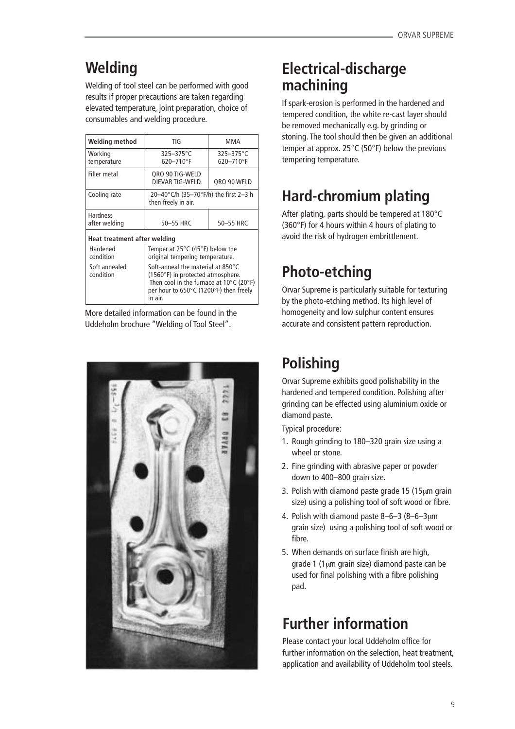## Welding

Welding of tool steel can be performed with good results if proper precautions are taken regarding elevated temperature, joint preparation, choice of consumables and welding procedure.

| Welding method | TIG | MMA |
|---|---|---|
| Working temperature | 325–375°C 620–710°F | 325–375°C 620–710°F |
| Filler metal | QRO 90 TIG-WELD DIEVAR TIG-WELD | QRO 90 WELD |
| Cooling rate | 20–40°C/h (35–70°F/h) the first 2–3 h then freely in air. | |
| Hardness after welding | 50–55 HRC | 50–55 HRC |
| **Heat treatment after welding** | | |
| Hardened condition | Temper at 25°C (45°F) below the original tempering temperature. | |
| Soft annealed condition | Soft-anneal the material at 850°C (1560°F) in protected atmosphere. Then cool in the furnace at 10°C (20°F) per hour to 650°C (1200°F) then freely in air. | |

More detailed information can be found in the Uddeholm brochure "Welding of Tool Steel".

## Electrical-discharge machining

If spark-erosion is performed in the hardened and tempered condition, the white re-cast layer should be removed mechanically e.g. by grinding or stoning. The tool should then be given an additional temper at approx. 25°C (50°F) below the previous tempering temperature.

## Hard-chromium plating

After plating, parts should be tempered at 180°C (360°F) for 4 hours within 4 hours of plating to avoid the risk of hydrogen embrittlement.

## Photo-etching

Orvar Supreme is particularly suitable for texturing by the photo-etching method. Its high level of homogeneity and low sulphur content ensures accurate and consistent pattern reproduction.

## Polishing

Orvar Supreme exhibits good polishability in the hardened and tempered condition. Polishing after grinding can be effected using aluminium oxide or diamond paste.

Typical procedure:

1. Rough grinding to 180–320 grain size using a wheel or stone.
2. Fine grinding with abrasive paper or powder down to 400–800 grain size.
3. Polish with diamond paste grade 15 (15µm grain size) using a polishing tool of soft wood or fibre.
4. Polish with diamond paste 8–6–3 (8–6–3µm grain size) using a polishing tool of soft wood or fibre.
5. When demands on surface finish are high, grade 1 (1µm grain size) diamond paste can be used for final polishing with a fibre polishing pad.

## Further information

Please contact your local Uddeholm office for further information on the selection, heat treatment, application and availability of Uddeholm tool steels.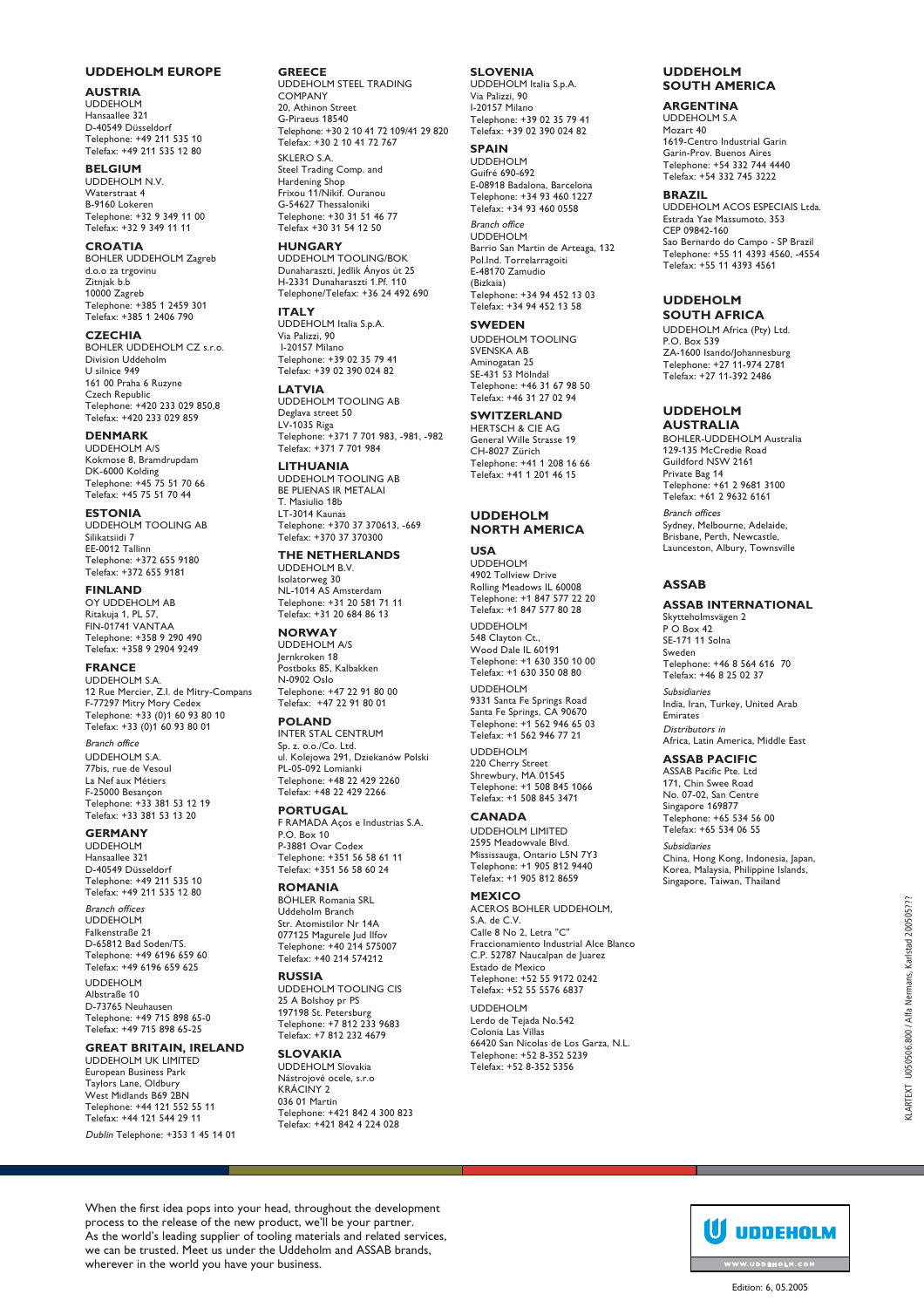## UDDEHOLM EUROPE

### AUSTRIA
UDDEHOLM
Hansaallee 321
D-40549 Düsseldorf
Telephone: +49 211 535 10
Telefax: +49 211 535 12 80

### BELGIUM
UDDEHOLM N.V.
Waterstraat 4
B-9160 Lokeren
Telephone: +32 9 349 11 00
Telefax: +32 9 349 11 11

### CROATIA
BOHLER UDDEHOLM Zagreb
d.o.o za trgovinu
Zitnjak b.b
10000 Zagreb
Telephone: +385 1 2459 301
Telefax: +385 1 2406 790

### CZECHIA
BOHLER UDDEHOLM CZ s.r.o.
Division Uddeholm
U silnice 949
161 00 Praha 6 Ruzyne
Czech Republic
Telephone: +420 233 029 850,8
Telefax: +420 233 029 859

### DENMARK
UDDEHOLM A/S
Kokmose 8, Bramdrupdam
DK-6000 Kolding
Telephone: +45 75 51 70 66
Telefax: +45 75 51 70 44

### ESTONIA
UDDEHOLM TOOLING AB
Silikatsiidi 7
EE-0012 Tallinn
Telephone: +372 655 9180
Telefax: +372 655 9181

### FINLAND
OY UDDEHOLM AB
Ritakuja 1, PL 57,
FIN-01741 VANTAA
Telephone: +358 9 290 490
Telefax: +358 9 2904 9249

### FRANCE
UDDEHOLM S.A.
12 Rue Mercier, Z.I. de Mitry-Compans
F-77297 Mitry Mory Cedex
Telephone: +33 (0)1 60 93 80 10
Telefax: +33 (0)1 60 93 80 01

*Branch office*
UDDEHOLM S.A.
77bis, rue de Vesoul
La Nef aux Métiers
F-25000 Besançon
Telephone: +33 381 53 12 19
Telefax: +33 381 53 13 20

### GERMANY
UDDEHOLM
Hansaallee 321
D-40549 Düsseldorf
Telephone: +49 211 535 10
Telefax: +49 211 535 12 80

*Branch offices*
UDDEHOLM
Falkenstraße 21
D-65812 Bad Soden/TS.
Telephone: +49 6196 659 60
Telefax: +49 6196 659 625

UDDEHOLM
Albstraße 10
D-73765 Neuhausen
Telephone: +49 715 898 65-0
Telefax: +49 715 898 65-25

### GREAT BRITAIN, IRELAND
UDDEHOLM UK LIMITED
European Business Park
Taylors Lane, Oldbury
West Midlands B69 2BN
Telephone: +44 121 552 55 11
Telefax: +44 121 544 29 11

*Dublin* Telephone: +353 1 45 14 01

### GREECE
UDDEHOLM STEEL TRADING COMPANY
20, Athinon Street
G-Piraeus 18540
Telephone: +30 2 10 41 72 109/41 29 820
Telefax: +30 2 10 41 72 767

SKLERO S.A.
Steel Trading Comp. and Hardening Shop
Frixou 11/Nikif. Ouranou
G-54627 Thessaloniki
Telephone: +30 31 51 46 77
Telefax +30 31 54 12 50

### HUNGARY
UDDEHOLM TOOLING/BOK
Dunaharaszti, Jedlik Ányos út 25
H-2331 Dunaharaszti 1.Pf. 110
Telephone/Telefax: +36 24 492 690

### ITALY
UDDEHOLM Italia S.p.A.
Via Palizzi, 90
I-20157 Milano
Telephone: +39 02 35 79 41
Telefax: +39 02 390 024 82

### LATVIA
UDDEHOLM TOOLING AB
Deglava street 50
LV-1035 Riga
Telephone: +371 7 701 983, -981, -982
Telefax: +371 7 701 984

### LITHUANIA
UDDEHOLM TOOLING AB
BE PLIENAS IR METALAI
T. Masiulio 18b
LT-3014 Kaunas
Telephone: +370 37 370613, -669
Telefax: +370 37 370300

### THE NETHERLANDS
UDDEHOLM B.V.
Isolatorweg 30
NL-1014 AS Amsterdam
Telephone: +31 20 581 71 11
Telefax: +31 20 684 86 13

### NORWAY
UDDEHOLM A/S
Jernkroken 18
Postboks 85, Kalbakken
N-0902 Oslo
Telephone: +47 22 91 80 00
Telefax: +47 22 91 80 01

### POLAND
INTER STAL CENTRUM
Sp. z. o.o./Co. Ltd.
ul. Kolejowa 291, Dziekanów Polski
PL-05-092 Lomianki
Telephone: +48 22 429 2260
Telefax: +48 22 429 2266

### PORTUGAL
F RAMADA Aços e Industrias S.A.
P.O. Box 10
P-3881 Ovar Codex
Telephone: +351 56 58 61 11
Telefax: +351 56 58 60 24

### ROMANIA
BÖHLER Romania SRL
Uddeholm Branch
Str. Atomistilor Nr 14A
077125 Magurele Jud Ilfov
Telephone: +40 214 575007
Telefax: +40 214 574212

### RUSSIA
UDDEHOLM TOOLING CIS
25 A Bolshoy pr PS
197198 St. Petersburg
Telephone: +7 812 233 9683
Telefax: +7 812 232 4679

### SLOVAKIA
UDDEHOLM Slovakia
Nástrojové ocele, s.r.o
KRÁCINY 2
036 01 Martin
Telephone: +421 842 4 300 823
Telefax: +421 842 4 224 028

### SLOVENIA
UDDEHOLM Italia S.p.A.
Via Palizzi, 90
I-20157 Milano
Telephone: +39 02 35 79 41
Telefax: +39 02 390 024 82

### SPAIN
UDDEHOLM
Guifré 690-692
E-08918 Badalona, Barcelona
Telephone: +34 93 460 1227
Telefax: +34 93 460 0558

*Branch office*
UDDEHOLM
Barrio San Martin de Arteaga, 132
Pol.Ind. Torrelarragoiti
E-48170 Zamudio
(Bizkaia)
Telephone: +34 94 452 13 03
Telefax: +34 94 452 13 58

### SWEDEN
UDDEHOLM TOOLING SVENSKA AB
Aminogatan 25
SE-431 53 Mölndal
Telephone: +46 31 67 98 50
Telefax: +46 31 27 02 94

### SWITZERLAND
HERTSCH & CIE AG
General Wille Strasse 19
CH-8027 Zürich
Telephone: +41 1 208 16 66
Telefax: +41 1 201 46 15

## UDDEHOLM NORTH AMERICA

### USA
UDDEHOLM
4902 Tollview Drive
Rolling Meadows IL 60008
Telephone: +1 847 577 22 20
Telefax: +1 847 577 80 28

UDDEHOLM
548 Clayton Ct.,
Wood Dale IL 60191
Telephone: +1 630 350 10 00
Telefax: +1 630 350 08 80

UDDEHOLM
9331 Santa Fe Springs Road
Santa Fe Springs, CA 90670
Telephone: +1 562 946 65 03
Telefax: +1 562 946 77 21

UDDEHOLM
220 Cherry Street
Shrewbury, MA 01545
Telephone: +1 508 845 1066
Telefax: +1 508 845 3471

### CANADA
UDDEHOLM LIMITED
2595 Meadowvale Blvd.
Mississauga, Ontario L5N 7Y3
Telephone: +1 905 812 9440
Telefax: +1 905 812 8659

### MEXICO
ACEROS BOHLER UDDEHOLM, S.A. de C.V.
Calle 8 No 2, Letra "C"
Fraccionamiento Industrial Alce Blanco
C.P. 52787 Naucalpan de Juarez
Estado de Mexico
Telephone: +52 55 9172 0242
Telefax: +52 55 5576 6837

UDDEHOLM
Lerdo de Tejada No.542
Colonia Las Villas
66420 San Nicolas de Los Garza, N.L.
Telephone: +52 8-352 5239
Telefax: +52 8-352 5356

## UDDEHOLM SOUTH AMERICA

### ARGENTINA
UDDEHOLM S.A
Mozart 40
1619-Centro Industrial Garin
Garin-Prov. Buenos Aires
Telephone: +54 332 744 4440
Telefax: +54 332 745 3222

### BRAZIL
UDDEHOLM ACOS ESPECIAIS Ltda.
Estrada Yae Massumoto, 353
CEP 09842-160
Sao Bernardo do Campo - SP Brazil
Telephone: +55 11 4393 4560, -4554
Telefax: +55 11 4393 4561

## UDDEHOLM SOUTH AFRICA
UDDEHOLM Africa (Pty) Ltd.
P.O. Box 539
ZA-1600 Isando/Johannesburg
Telephone: +27 11-974 2781
Telefax: +27 11-392 2486

## UDDEHOLM AUSTRALIA
BOHLER-UDDEHOLM Australia
129-135 McCredie Road
Guildford NSW 2161
Private Bag 14
Telephone: +61 2 9681 3100
Telefax: +61 2 9632 6161

*Branch offices*
Sydney, Melbourne, Adelaide, Brisbane, Perth, Newcastle, Launceston, Albury, Townsville

## ASSAB

### ASSAB INTERNATIONAL
Skytteholmsvägen 2
P O Box 42
SE-171 11 Solna
Sweden
Telephone: +46 8 564 616 70
Telefax: +46 8 25 02 37

*Subsidiaries*
India, Iran, Turkey, United Arab Emirates

*Distributors in*
Africa, Latin America, Middle East

### ASSAB PACIFIC
ASSAB Pacific Pte. Ltd
171, Chin Swee Road
No. 07-02, San Centre
Singapore 169877
Telephone: +65 534 56 00
Telefax: +65 534 06 55

*Subsidiaries*
China, Hong Kong, Indonesia, Japan, Korea, Malaysia, Philippine Islands, Singapore, Taiwan, Thailand

KLARTEXT U050506.800 / Alfa Nermans, Karlstad 20050577

When the first idea pops into your head, throughout the development process to the release of the new product, we'll be your partner. As the world's leading supplier of tooling materials and related services, we can be trusted. Meet us under the Uddeholm and ASSAB brands, wherever in the world you have your business.

UDDEHOLM
WWW.UDDEHOLM.COM

Edition: 6, 05.2005